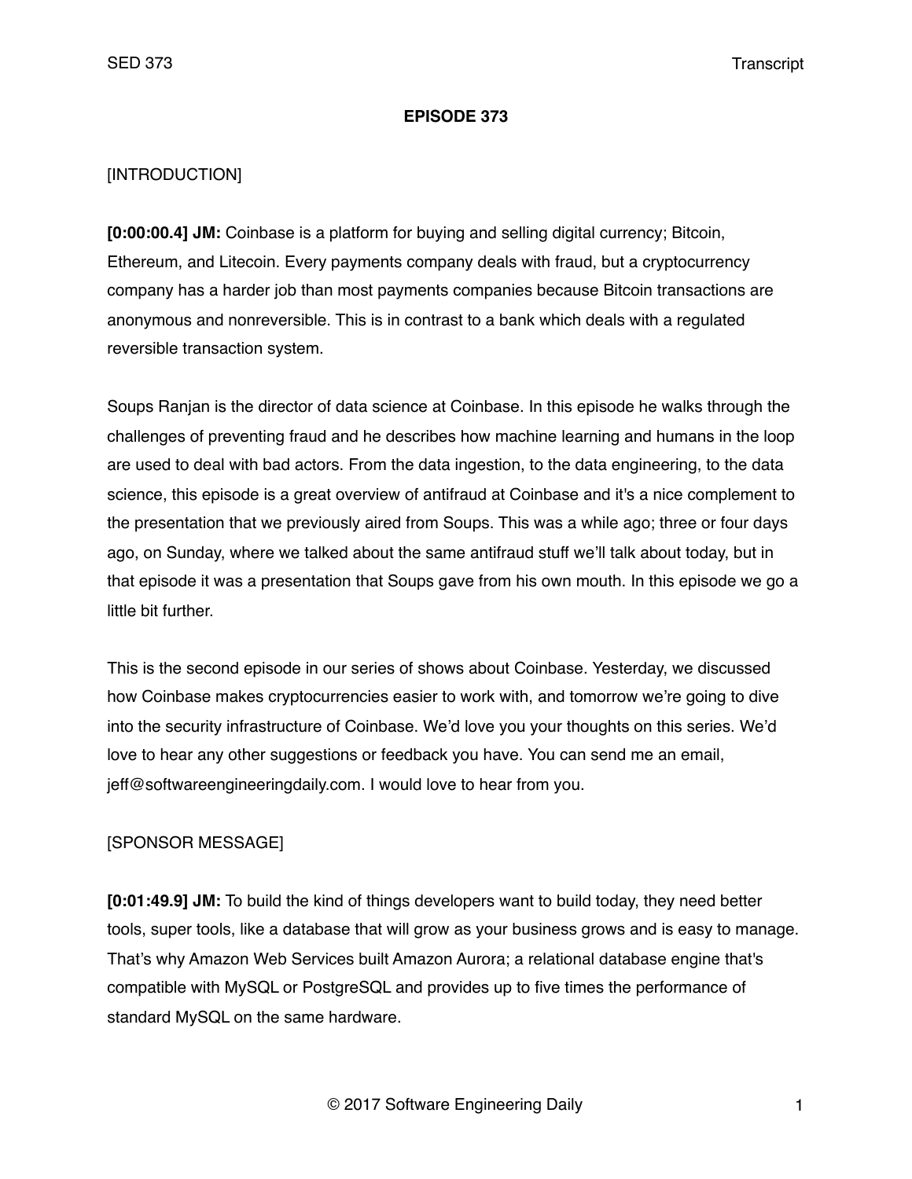# EPISODE 373

[INTRODUCTION]

**[0:00:00.4] JM:** Coinbase is a platform for buying and selling digital currency; Bitcoin, Ethereum, and Litecoin. Every payments company deals with fraud, but a cryptocurrency company has a harder job than most payments companies because Bitcoin transactions are anonymous and nonreversible. This is in contrast to a bank which deals with a regulated reversible transaction system.

Soups Ranjan is the director of data science at Coinbase. In this episode he walks through the challenges of preventing fraud and he describes how machine learning and humans in the loop are used to deal with bad actors. From the data ingestion, to the data engineering, to the data science, this episode is a great overview of antifraud at Coinbase and it's a nice complement to the presentation that we previously aired from Soups. This was a while ago; three or four days ago, on Sunday, where we talked about the same antifraud stuff we'll talk about today, but in that episode it was a presentation that Soups gave from his own mouth. In this episode we go a little bit further.

This is the second episode in our series of shows about Coinbase. Yesterday, we discussed how Coinbase makes cryptocurrencies easier to work with, and tomorrow we're going to dive into the security infrastructure of Coinbase. We'd love you your thoughts on this series. We'd love to hear any other suggestions or feedback you have. You can send me an email, jeff@softwareengineeringdaily.com. I would love to hear from you.

[SPONSOR MESSAGE]

**[0:01:49.9] JM:** To build the kind of things developers want to build today, they need better tools, super tools, like a database that will grow as your business grows and is easy to manage. That's why Amazon Web Services built Amazon Aurora; a relational database engine that's compatible with MySQL or PostgreSQL and provides up to five times the performance of standard MySQL on the same hardware.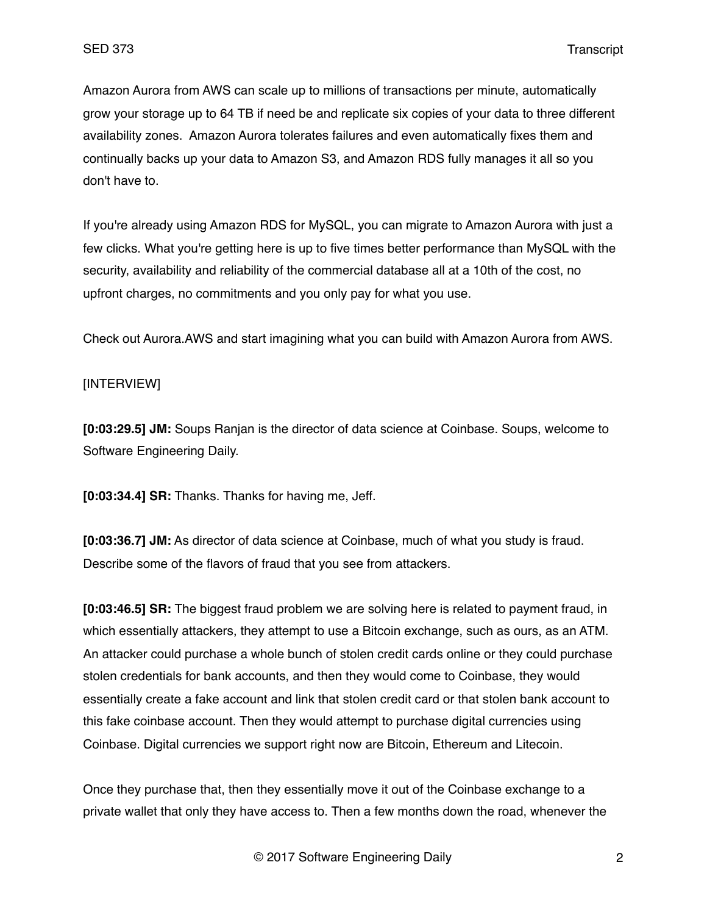Amazon Aurora from AWS can scale up to millions of transactions per minute, automatically grow your storage up to 64 TB if need be and replicate six copies of your data to three different availability zones. Amazon Aurora tolerates failures and even automatically fixes them and continually backs up your data to Amazon S3, and Amazon RDS fully manages it all so you don't have to.

If you're already using Amazon RDS for MySQL, you can migrate to Amazon Aurora with just a few clicks. What you're getting here is up to five times better performance than MySQL with the security, availability and reliability of the commercial database all at a 10th of the cost, no upfront charges, no commitments and you only pay for what you use.

Check out Aurora.AWS and start imagining what you can build with Amazon Aurora from AWS.

[INTERVIEW]

**[0:03:29.5] JM:** Soups Ranjan is the director of data science at Coinbase. Soups, welcome to Software Engineering Daily.

**[0:03:34.4] SR:** Thanks. Thanks for having me, Jeff.

**[0:03:36.7] JM:** As director of data science at Coinbase, much of what you study is fraud. Describe some of the flavors of fraud that you see from attackers.

**[0:03:46.5] SR:** The biggest fraud problem we are solving here is related to payment fraud, in which essentially attackers, they attempt to use a Bitcoin exchange, such as ours, as an ATM. An attacker could purchase a whole bunch of stolen credit cards online or they could purchase stolen credentials for bank accounts, and then they would come to Coinbase, they would essentially create a fake account and link that stolen credit card or that stolen bank account to this fake coinbase account. Then they would attempt to purchase digital currencies using Coinbase. Digital currencies we support right now are Bitcoin, Ethereum and Litecoin.

Once they purchase that, then they essentially move it out of the Coinbase exchange to a private wallet that only they have access to. Then a few months down the road, whenever the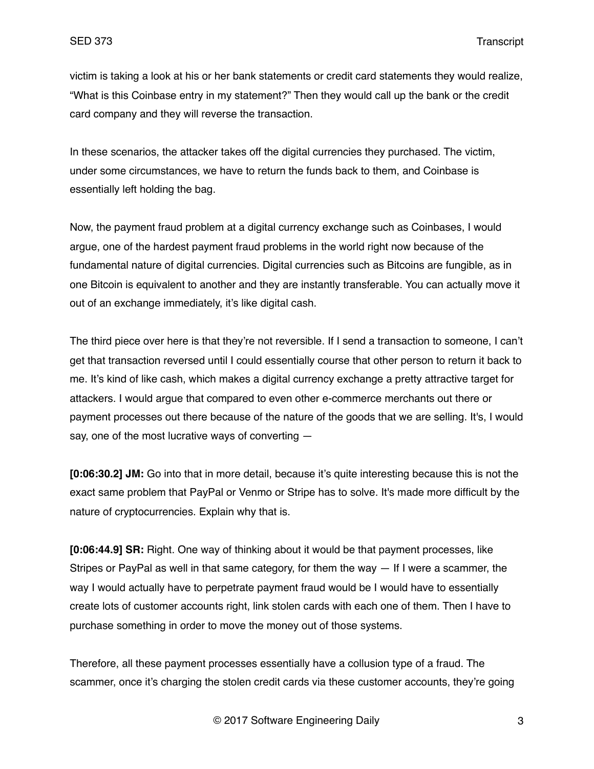victim is taking a look at his or her bank statements or credit card statements they would realize, "What is this Coinbase entry in my statement?" Then they would call up the bank or the credit card company and they will reverse the transaction.

In these scenarios, the attacker takes off the digital currencies they purchased. The victim, under some circumstances, we have to return the funds back to them, and Coinbase is essentially left holding the bag.

Now, the payment fraud problem at a digital currency exchange such as Coinbases, I would argue, one of the hardest payment fraud problems in the world right now because of the fundamental nature of digital currencies. Digital currencies such as Bitcoins are fungible, as in one Bitcoin is equivalent to another and they are instantly transferable. You can actually move it out of an exchange immediately, it's like digital cash.

The third piece over here is that they're not reversible. If I send a transaction to someone, I can't get that transaction reversed until I could essentially course that other person to return it back to me. It's kind of like cash, which makes a digital currency exchange a pretty attractive target for attackers. I would argue that compared to even other e-commerce merchants out there or payment processes out there because of the nature of the goods that we are selling. It's, I would say, one of the most lucrative ways of converting —

**[0:06:30.2] JM:** Go into that in more detail, because it's quite interesting because this is not the exact same problem that PayPal or Venmo or Stripe has to solve. It's made more difficult by the nature of cryptocurrencies. Explain why that is.

**[0:06:44.9] SR:** Right. One way of thinking about it would be that payment processes, like Stripes or PayPal as well in that same category, for them the way — If I were a scammer, the way I would actually have to perpetrate payment fraud would be I would have to essentially create lots of customer accounts right, link stolen cards with each one of them. Then I have to purchase something in order to move the money out of those systems.

Therefore, all these payment processes essentially have a collusion type of a fraud. The scammer, once it's charging the stolen credit cards via these customer accounts, they're going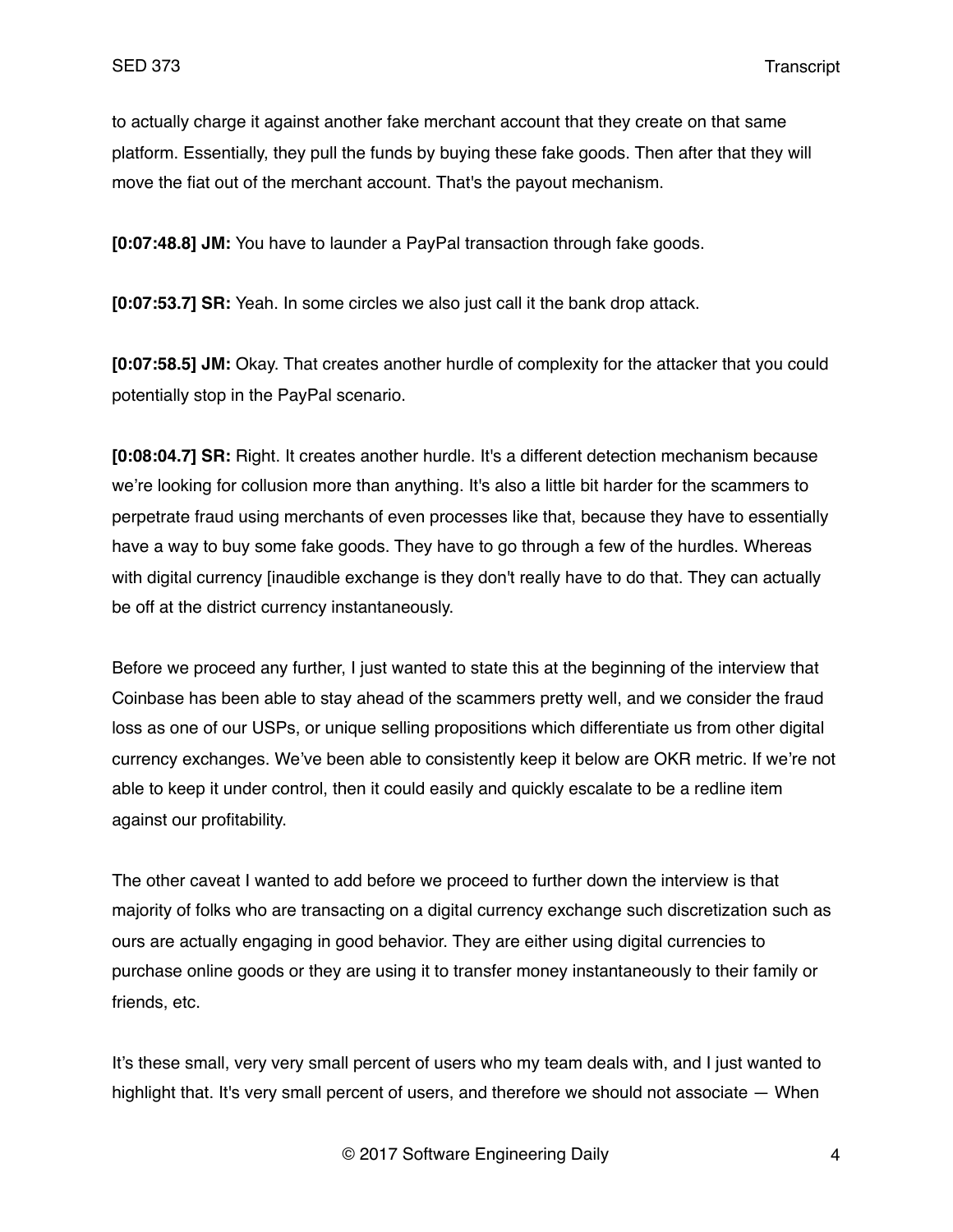to actually charge it against another fake merchant account that they create on that same platform. Essentially, they pull the funds by buying these fake goods. Then after that they will move the fiat out of the merchant account. That's the payout mechanism.

**[0:07:48.8] JM:** You have to launder a PayPal transaction through fake goods.

**[0:07:53.7] SR:** Yeah. In some circles we also just call it the bank drop attack.

**[0:07:58.5] JM:** Okay. That creates another hurdle of complexity for the attacker that you could potentially stop in the PayPal scenario.

**[0:08:04.7] SR:** Right. It creates another hurdle. It's a different detection mechanism because we're looking for collusion more than anything. It's also a little bit harder for the scammers to perpetrate fraud using merchants of even processes like that, because they have to essentially have a way to buy some fake goods. They have to go through a few of the hurdles. Whereas with digital currency [inaudible exchange is they don't really have to do that. They can actually be off at the district currency instantaneously.

Before we proceed any further, I just wanted to state this at the beginning of the interview that Coinbase has been able to stay ahead of the scammers pretty well, and we consider the fraud loss as one of our USPs, or unique selling propositions which differentiate us from other digital currency exchanges. We've been able to consistently keep it below are OKR metric. If we're not able to keep it under control, then it could easily and quickly escalate to be a redline item against our profitability.

The other caveat I wanted to add before we proceed to further down the interview is that majority of folks who are transacting on a digital currency exchange such discretization such as ours are actually engaging in good behavior. They are either using digital currencies to purchase online goods or they are using it to transfer money instantaneously to their family or friends, etc.

It's these small, very very small percent of users who my team deals with, and I just wanted to highlight that. It's very small percent of users, and therefore we should not associate — When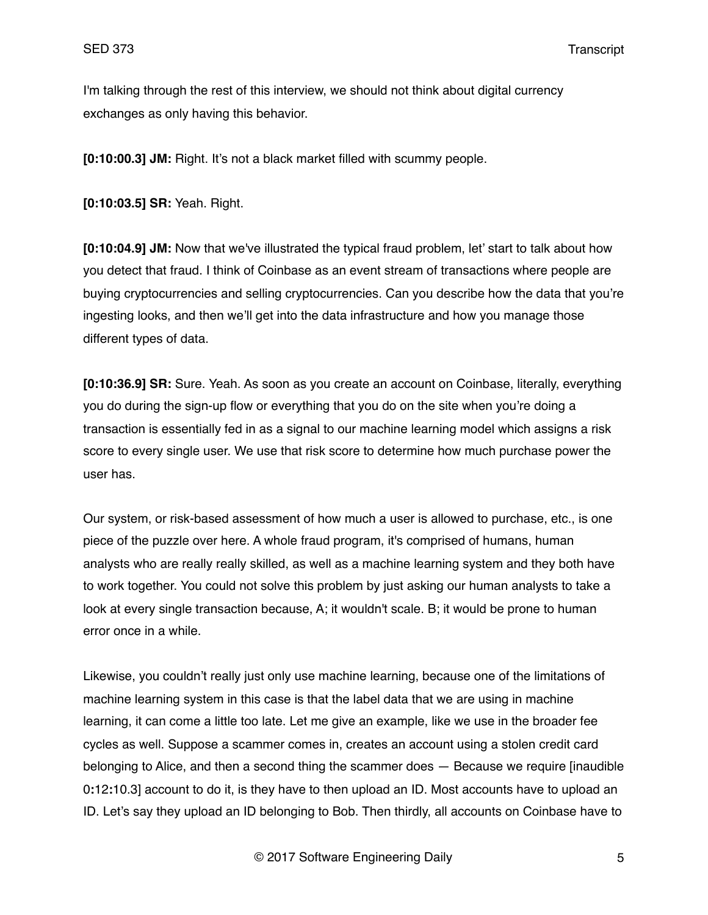I'm talking through the rest of this interview, we should not think about digital currency exchanges as only having this behavior.

**[0:10:00.3] JM:** Right. It's not a black market filled with scummy people.

**[0:10:03.5] SR:** Yeah. Right.

**[0:10:04.9] JM:** Now that we've illustrated the typical fraud problem, let' start to talk about how you detect that fraud. I think of Coinbase as an event stream of transactions where people are buying cryptocurrencies and selling cryptocurrencies. Can you describe how the data that you're ingesting looks, and then we'll get into the data infrastructure and how you manage those different types of data.

**[0:10:36.9] SR:** Sure. Yeah. As soon as you create an account on Coinbase, literally, everything you do during the sign-up flow or everything that you do on the site when you're doing a transaction is essentially fed in as a signal to our machine learning model which assigns a risk score to every single user. We use that risk score to determine how much purchase power the user has.

Our system, or risk-based assessment of how much a user is allowed to purchase, etc., is one piece of the puzzle over here. A whole fraud program, it's comprised of humans, human analysts who are really really skilled, as well as a machine learning system and they both have to work together. You could not solve this problem by just asking our human analysts to take a look at every single transaction because, A; it wouldn't scale. B; it would be prone to human error once in a while.

Likewise, you couldn't really just only use machine learning, because one of the limitations of machine learning system in this case is that the label data that we are using in machine learning, it can come a little too late. Let me give an example, like we use in the broader fee cycles as well. Suppose a scammer comes in, creates an account using a stolen credit card belonging to Alice, and then a second thing the scammer does — Because we require [inaudible 0:12:10.3] account to do it, is they have to then upload an ID. Most accounts have to upload an ID. Let's say they upload an ID belonging to Bob. Then thirdly, all accounts on Coinbase have to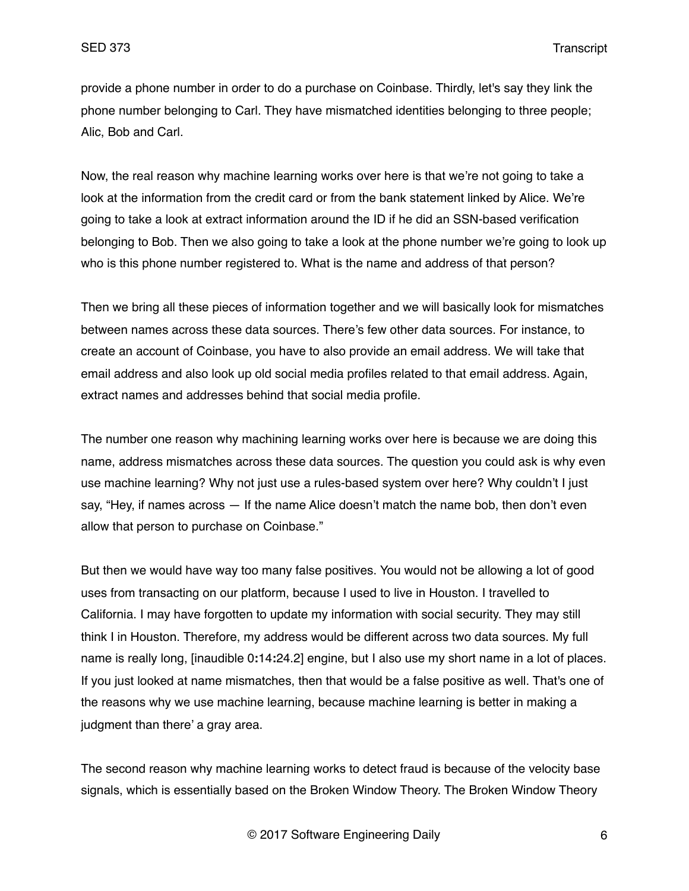provide a phone number in order to do a purchase on Coinbase. Thirdly, let's say they link the phone number belonging to Carl. They have mismatched identities belonging to three people; Alic, Bob and Carl.

Now, the real reason why machine learning works over here is that we're not going to take a look at the information from the credit card or from the bank statement linked by Alice. We're going to take a look at extract information around the ID if he did an SSN-based verification belonging to Bob. Then we also going to take a look at the phone number we're going to look up who is this phone number registered to. What is the name and address of that person?

Then we bring all these pieces of information together and we will basically look for mismatches between names across these data sources. There's few other data sources. For instance, to create an account of Coinbase, you have to also provide an email address. We will take that email address and also look up old social media profiles related to that email address. Again, extract names and addresses behind that social media profile.

The number one reason why machining learning works over here is because we are doing this name, address mismatches across these data sources. The question you could ask is why even use machine learning? Why not just use a rules-based system over here? Why couldn't I just say, "Hey, if names across — If the name Alice doesn't match the name bob, then don't even allow that person to purchase on Coinbase."

But then we would have way too many false positives. You would not be allowing a lot of good uses from transacting on our platform, because I used to live in Houston. I travelled to California. I may have forgotten to update my information with social security. They may still think I in Houston. Therefore, my address would be different across two data sources. My full name is really long, [inaudible 0:14:24.2] engine, but I also use my short name in a lot of places. If you just looked at name mismatches, then that would be a false positive as well. That's one of the reasons why we use machine learning, because machine learning is better in making a judgment than there' a gray area.

The second reason why machine learning works to detect fraud is because of the velocity base signals, which is essentially based on the Broken Window Theory. The Broken Window Theory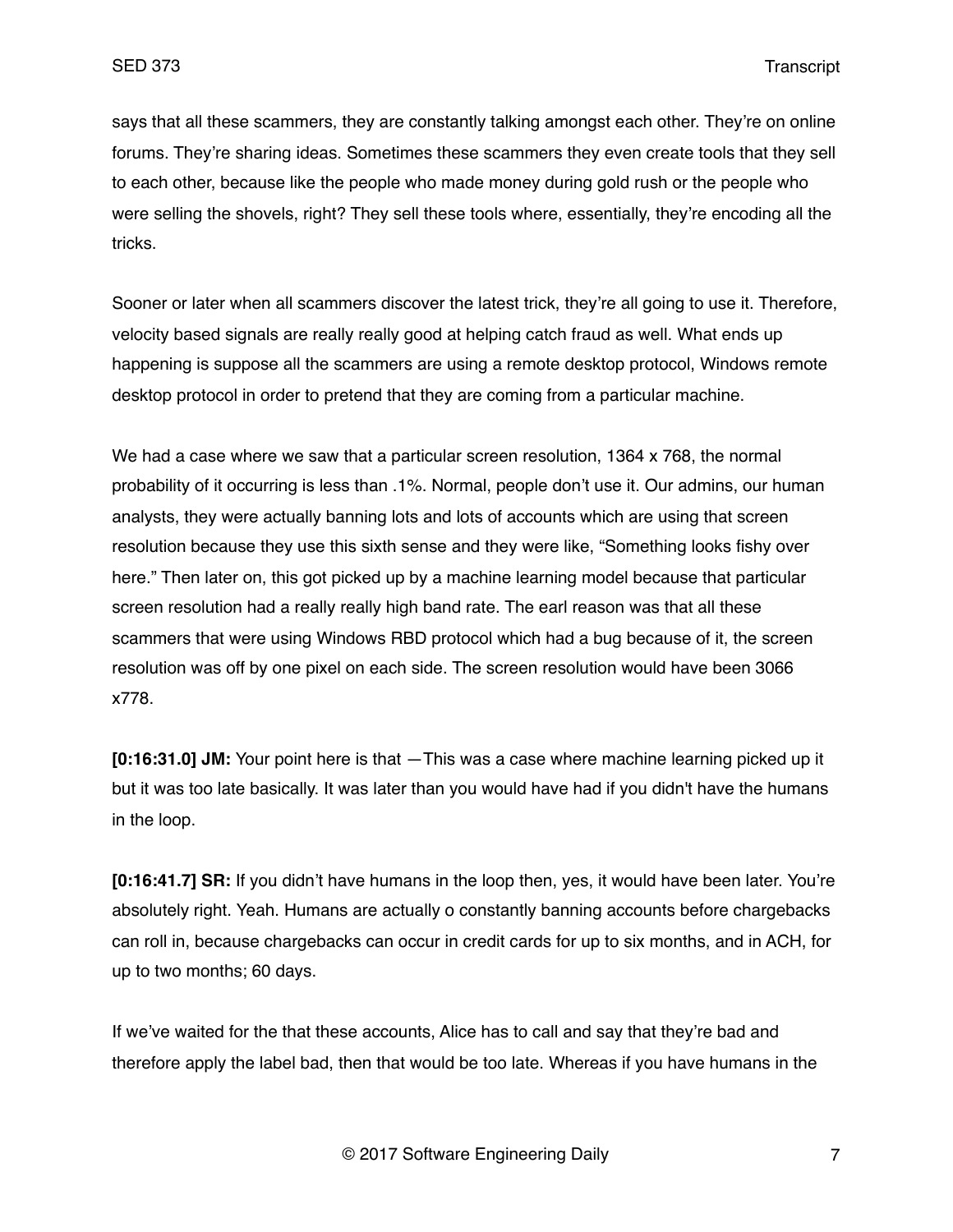says that all these scammers, they are constantly talking amongst each other. They're on online forums. They're sharing ideas. Sometimes these scammers they even create tools that they sell to each other, because like the people who made money during gold rush or the people who were selling the shovels, right? They sell these tools where, essentially, they're encoding all the tricks.

Sooner or later when all scammers discover the latest trick, they're all going to use it. Therefore, velocity based signals are really really good at helping catch fraud as well. What ends up happening is suppose all the scammers are using a remote desktop protocol, Windows remote desktop protocol in order to pretend that they are coming from a particular machine.

We had a case where we saw that a particular screen resolution, 1364 x 768, the normal probability of it occurring is less than .1%. Normal, people don't use it. Our admins, our human analysts, they were actually banning lots and lots of accounts which are using that screen resolution because they use this sixth sense and they were like, "Something looks fishy over here." Then later on, this got picked up by a machine learning model because that particular screen resolution had a really really high band rate. The earl reason was that all these scammers that were using Windows RBD protocol which had a bug because of it, the screen resolution was off by one pixel on each side. The screen resolution would have been 3066 x778.

**[0:16:31.0] JM:** Your point here is that —This was a case where machine learning picked up it but it was too late basically. It was later than you would have had if you didn't have the humans in the loop.

**[0:16:41.7] SR:** If you didn't have humans in the loop then, yes, it would have been later. You're absolutely right. Yeah. Humans are actually o constantly banning accounts before chargebacks can roll in, because chargebacks can occur in credit cards for up to six months, and in ACH, for up to two months; 60 days.

If we've waited for the that these accounts, Alice has to call and say that they're bad and therefore apply the label bad, then that would be too late. Whereas if you have humans in the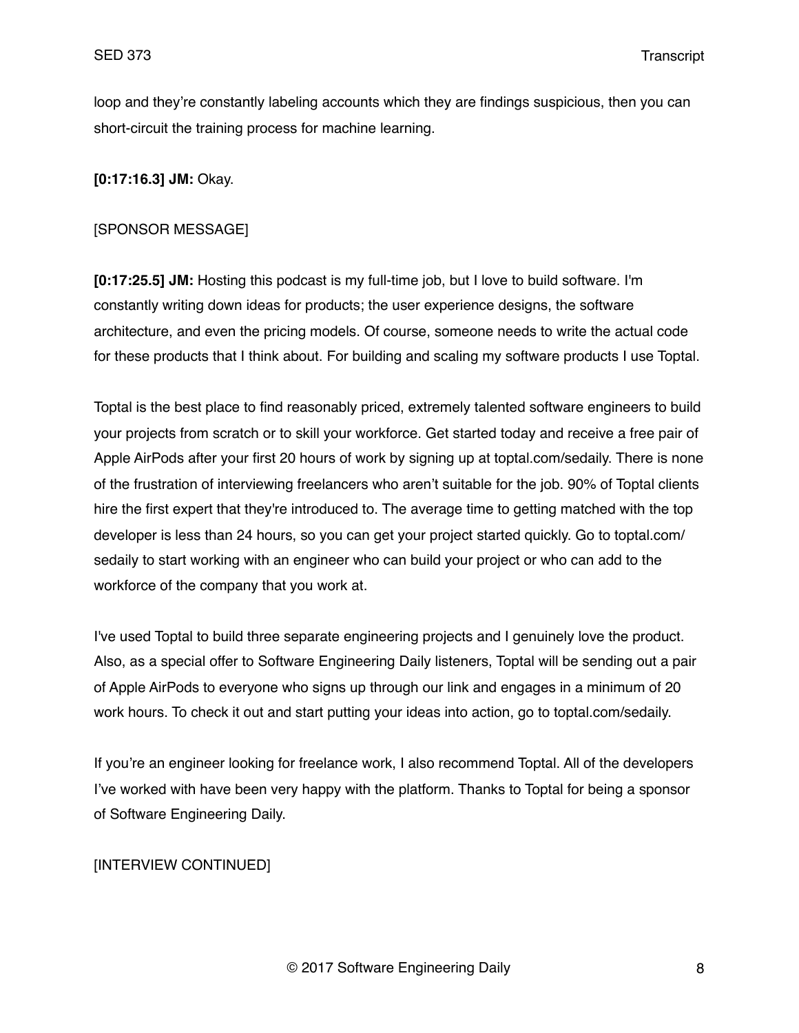loop and they're constantly labeling accounts which they are findings suspicious, then you can short-circuit the training process for machine learning.

**[0:17:16.3] JM:** Okay.

[SPONSOR MESSAGE]

**[0:17:25.5] JM:** Hosting this podcast is my full-time job, but I love to build software. I'm constantly writing down ideas for products; the user experience designs, the software architecture, and even the pricing models. Of course, someone needs to write the actual code for these products that I think about. For building and scaling my software products I use Toptal.

Toptal is the best place to find reasonably priced, extremely talented software engineers to build your projects from scratch or to skill your workforce. Get started today and receive a free pair of Apple AirPods after your first 20 hours of work by signing up at toptal.com/sedaily. There is none of the frustration of interviewing freelancers who aren't suitable for the job. 90% of Toptal clients hire the first expert that they're introduced to. The average time to getting matched with the top developer is less than 24 hours, so you can get your project started quickly. Go to toptal.com/sedaily to start working with an engineer who can build your project or who can add to the workforce of the company that you work at.

I've used Toptal to build three separate engineering projects and I genuinely love the product. Also, as a special offer to Software Engineering Daily listeners, Toptal will be sending out a pair of Apple AirPods to everyone who signs up through our link and engages in a minimum of 20 work hours. To check it out and start putting your ideas into action, go to toptal.com/sedaily.

If you're an engineer looking for freelance work, I also recommend Toptal. All of the developers I've worked with have been very happy with the platform. Thanks to Toptal for being a sponsor of Software Engineering Daily.

[INTERVIEW CONTINUED]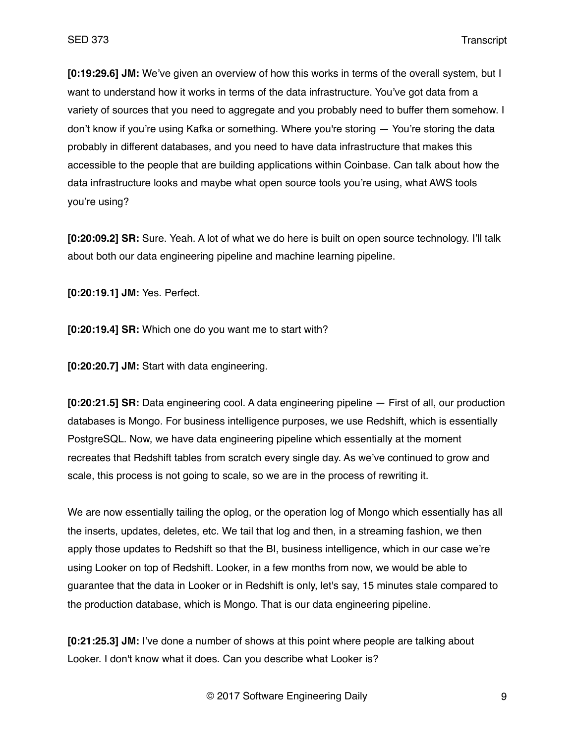**[0:19:29.6] JM:** We've given an overview of how this works in terms of the overall system, but I want to understand how it works in terms of the data infrastructure. You've got data from a variety of sources that you need to aggregate and you probably need to buffer them somehow. I don't know if you're using Kafka or something. Where you're storing — You're storing the data probably in different databases, and you need to have data infrastructure that makes this accessible to the people that are building applications within Coinbase. Can talk about how the data infrastructure looks and maybe what open source tools you're using, what AWS tools you're using?

**[0:20:09.2] SR:** Sure. Yeah. A lot of what we do here is built on open source technology. I'll talk about both our data engineering pipeline and machine learning pipeline.

**[0:20:19.1] JM:** Yes. Perfect.

**[0:20:19.4] SR:** Which one do you want me to start with?

**[0:20:20.7] JM:** Start with data engineering.

**[0:20:21.5] SR:** Data engineering cool. A data engineering pipeline — First of all, our production databases is Mongo. For business intelligence purposes, we use Redshift, which is essentially PostgreSQL. Now, we have data engineering pipeline which essentially at the moment recreates that Redshift tables from scratch every single day. As we've continued to grow and scale, this process is not going to scale, so we are in the process of rewriting it.

We are now essentially tailing the oplog, or the operation log of Mongo which essentially has all the inserts, updates, deletes, etc. We tail that log and then, in a streaming fashion, we then apply those updates to Redshift so that the BI, business intelligence, which in our case we're using Looker on top of Redshift. Looker, in a few months from now, we would be able to guarantee that the data in Looker or in Redshift is only, let's say, 15 minutes stale compared to the production database, which is Mongo. That is our data engineering pipeline.

**[0:21:25.3] JM:** I've done a number of shows at this point where people are talking about Looker. I don't know what it does. Can you describe what Looker is?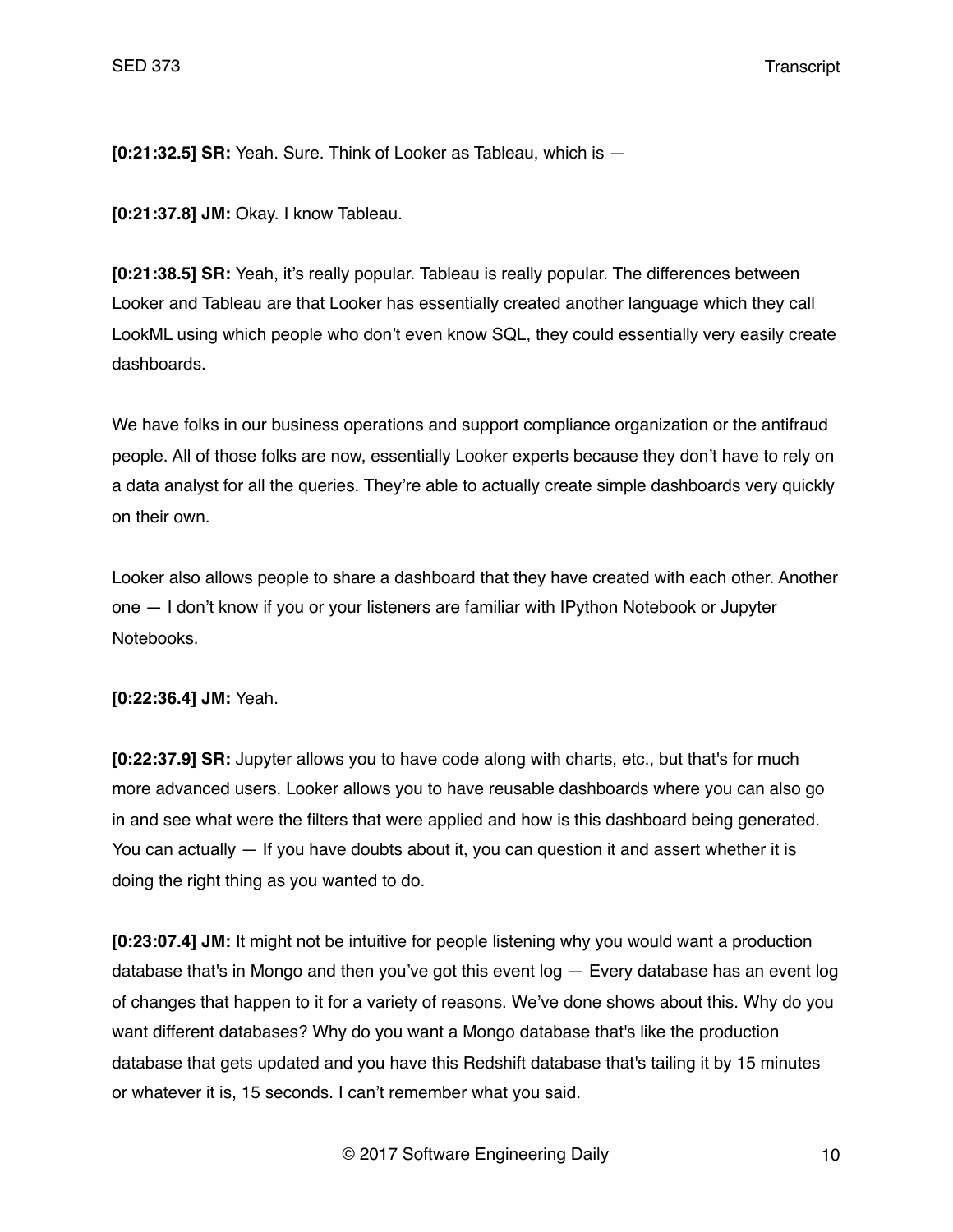**[0:21:32.5] SR:** Yeah. Sure. Think of Looker as Tableau, which is —

**[0:21:37.8] JM:** Okay. I know Tableau.

**[0:21:38.5] SR:** Yeah, it's really popular. Tableau is really popular. The differences between Looker and Tableau are that Looker has essentially created another language which they call LookML using which people who don't even know SQL, they could essentially very easily create dashboards.

We have folks in our business operations and support compliance organization or the antifraud people. All of those folks are now, essentially Looker experts because they don't have to rely on a data analyst for all the queries. They're able to actually create simple dashboards very quickly on their own.

Looker also allows people to share a dashboard that they have created with each other. Another one — I don't know if you or your listeners are familiar with IPython Notebook or Jupyter Notebooks.

**[0:22:36.4] JM:** Yeah.

**[0:22:37.9] SR:** Jupyter allows you to have code along with charts, etc., but that's for much more advanced users. Looker allows you to have reusable dashboards where you can also go in and see what were the filters that were applied and how is this dashboard being generated. You can actually — If you have doubts about it, you can question it and assert whether it is doing the right thing as you wanted to do.

**[0:23:07.4] JM:** It might not be intuitive for people listening why you would want a production database that's in Mongo and then you've got this event log — Every database has an event log of changes that happen to it for a variety of reasons. We've done shows about this. Why do you want different databases? Why do you want a Mongo database that's like the production database that gets updated and you have this Redshift database that's tailing it by 15 minutes or whatever it is, 15 seconds. I can't remember what you said.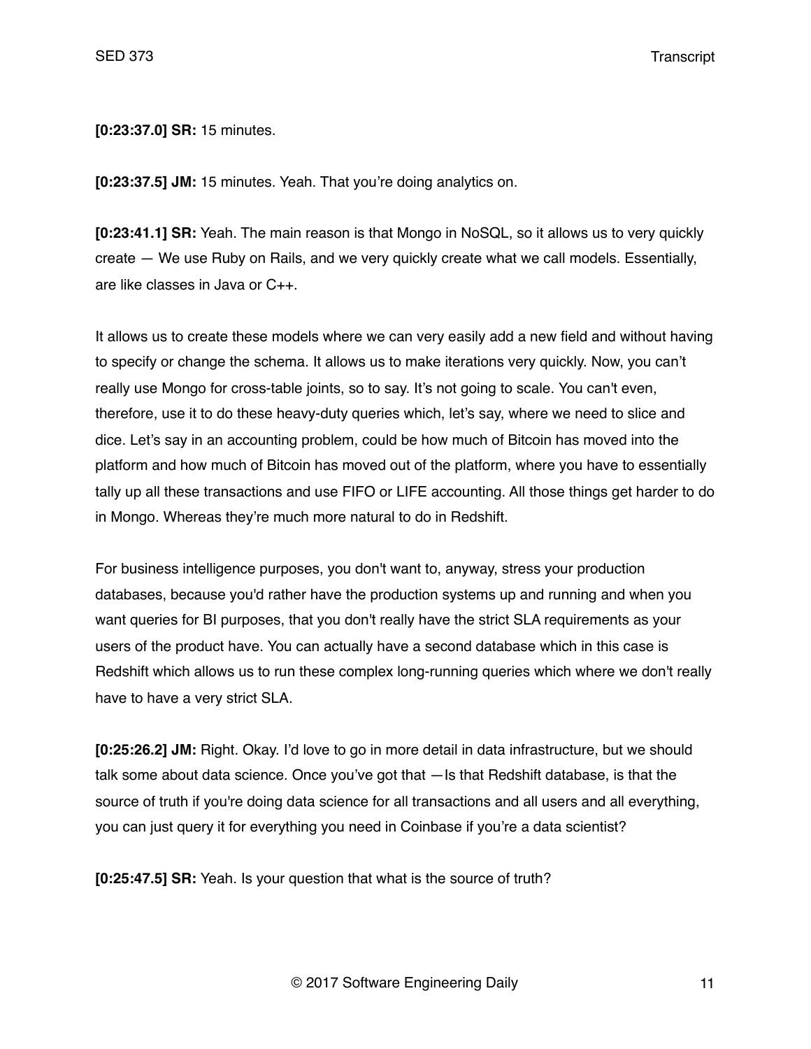**[0:23:37.0] SR:** 15 minutes.

**[0:23:37.5] JM:** 15 minutes. Yeah. That you're doing analytics on.

**[0:23:41.1] SR:** Yeah. The main reason is that Mongo in NoSQL, so it allows us to very quickly create — We use Ruby on Rails, and we very quickly create what we call models. Essentially, are like classes in Java or C++.

It allows us to create these models where we can very easily add a new field and without having to specify or change the schema. It allows us to make iterations very quickly. Now, you can't really use Mongo for cross-table joints, so to say. It's not going to scale. You can't even, therefore, use it to do these heavy-duty queries which, let's say, where we need to slice and dice. Let's say in an accounting problem, could be how much of Bitcoin has moved into the platform and how much of Bitcoin has moved out of the platform, where you have to essentially tally up all these transactions and use FIFO or LIFE accounting. All those things get harder to do in Mongo. Whereas they're much more natural to do in Redshift.

For business intelligence purposes, you don't want to, anyway, stress your production databases, because you'd rather have the production systems up and running and when you want queries for BI purposes, that you don't really have the strict SLA requirements as your users of the product have. You can actually have a second database which in this case is Redshift which allows us to run these complex long-running queries which where we don't really have to have a very strict SLA.

**[0:25:26.2] JM:** Right. Okay. I'd love to go in more detail in data infrastructure, but we should talk some about data science. Once you've got that —Is that Redshift database, is that the source of truth if you're doing data science for all transactions and all users and all everything, you can just query it for everything you need in Coinbase if you're a data scientist?

**[0:25:47.5] SR:** Yeah. Is your question that what is the source of truth?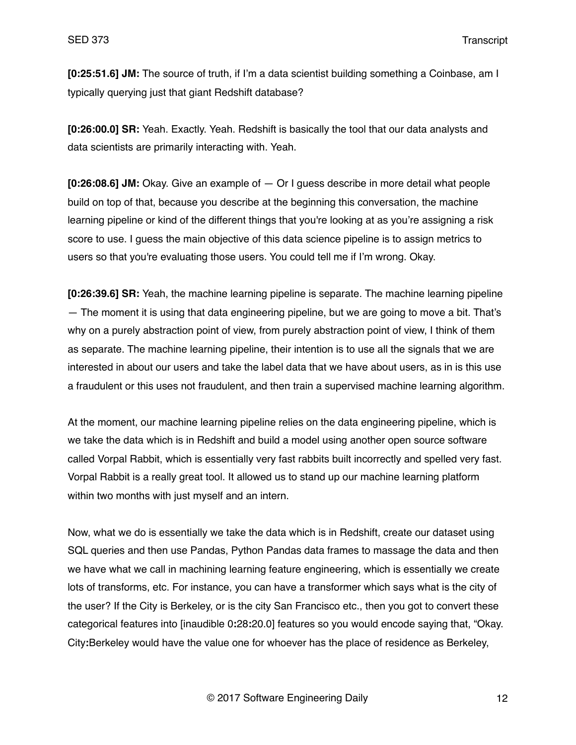**[0:25:51.6] JM:** The source of truth, if I'm a data scientist building something a Coinbase, am I typically querying just that giant Redshift database?

**[0:26:00.0] SR:** Yeah. Exactly. Yeah. Redshift is basically the tool that our data analysts and data scientists are primarily interacting with. Yeah.

**[0:26:08.6] JM:** Okay. Give an example of — Or I guess describe in more detail what people build on top of that, because you describe at the beginning this conversation, the machine learning pipeline or kind of the different things that you're looking at as you're assigning a risk score to use. I guess the main objective of this data science pipeline is to assign metrics to users so that you're evaluating those users. You could tell me if I'm wrong. Okay.

**[0:26:39.6] SR:** Yeah, the machine learning pipeline is separate. The machine learning pipeline — The moment it is using that data engineering pipeline, but we are going to move a bit. That's why on a purely abstraction point of view, from purely abstraction point of view, I think of them as separate. The machine learning pipeline, their intention is to use all the signals that we are interested in about our users and take the label data that we have about users, as in is this use a fraudulent or this uses not fraudulent, and then train a supervised machine learning algorithm.

At the moment, our machine learning pipeline relies on the data engineering pipeline, which is we take the data which is in Redshift and build a model using another open source software called Vorpal Rabbit, which is essentially very fast rabbits built incorrectly and spelled very fast. Vorpal Rabbit is a really great tool. It allowed us to stand up our machine learning platform within two months with just myself and an intern.

Now, what we do is essentially we take the data which is in Redshift, create our dataset using SQL queries and then use Pandas, Python Pandas data frames to massage the data and then we have what we call in machining learning feature engineering, which is essentially we create lots of transforms, etc. For instance, you can have a transformer which says what is the city of the user? If the City is Berkeley, or is the city San Francisco etc., then you got to convert these categorical features into [inaudible 0:28:20.0] features so you would encode saying that, "Okay. City:Berkeley would have the value one for whoever has the place of residence as Berkeley,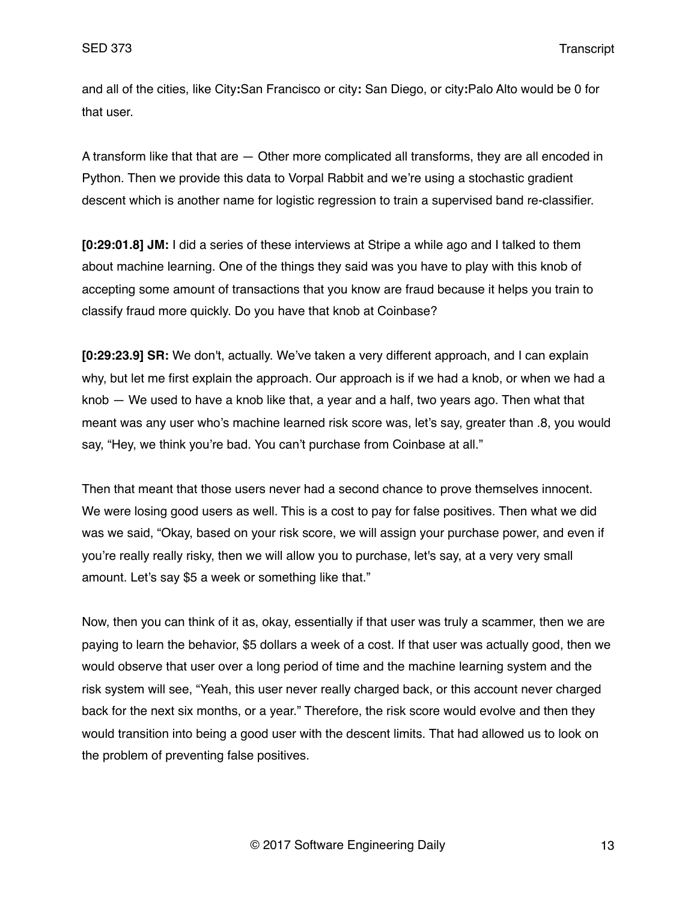and all of the cities, like City:San Francisco or city: San Diego, or city:Palo Alto would be 0 for that user.

A transform like that that are — Other more complicated all transforms, they are all encoded in Python. Then we provide this data to Vorpal Rabbit and we're using a stochastic gradient descent which is another name for logistic regression to train a supervised band re-classifier.

**[0:29:01.8] JM:** I did a series of these interviews at Stripe a while ago and I talked to them about machine learning. One of the things they said was you have to play with this knob of accepting some amount of transactions that you know are fraud because it helps you train to classify fraud more quickly. Do you have that knob at Coinbase?

**[0:29:23.9] SR:** We don't, actually. We've taken a very different approach, and I can explain why, but let me first explain the approach. Our approach is if we had a knob, or when we had a knob — We used to have a knob like that, a year and a half, two years ago. Then what that meant was any user who's machine learned risk score was, let's say, greater than .8, you would say, "Hey, we think you're bad. You can't purchase from Coinbase at all."

Then that meant that those users never had a second chance to prove themselves innocent. We were losing good users as well. This is a cost to pay for false positives. Then what we did was we said, "Okay, based on your risk score, we will assign your purchase power, and even if you're really really risky, then we will allow you to purchase, let's say, at a very very small amount. Let's say $5 a week or something like that."

Now, then you can think of it as, okay, essentially if that user was truly a scammer, then we are paying to learn the behavior, $5 dollars a week of a cost. If that user was actually good, then we would observe that user over a long period of time and the machine learning system and the risk system will see, "Yeah, this user never really charged back, or this account never charged back for the next six months, or a year." Therefore, the risk score would evolve and then they would transition into being a good user with the descent limits. That had allowed us to look on the problem of preventing false positives.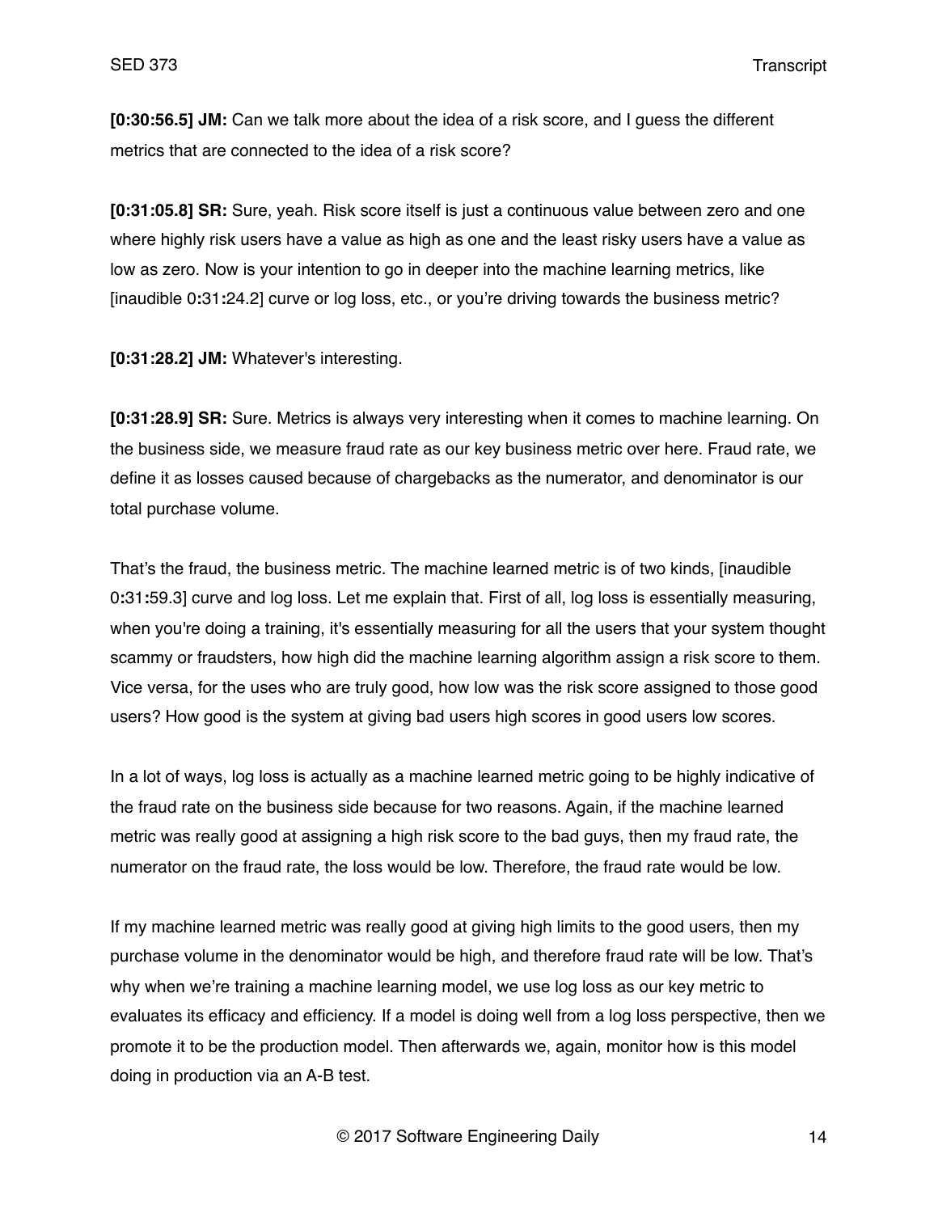**[0:30:56.5] JM:** Can we talk more about the idea of a risk score, and I guess the different metrics that are connected to the idea of a risk score?

**[0:31:05.8] SR:** Sure, yeah. Risk score itself is just a continuous value between zero and one where highly risk users have a value as high as one and the least risky users have a value as low as zero. Now is your intention to go in deeper into the machine learning metrics, like [inaudible 0:31:24.2] curve or log loss, etc., or you're driving towards the business metric?

**[0:31:28.2] JM:** Whatever's interesting.

**[0:31:28.9] SR:** Sure. Metrics is always very interesting when it comes to machine learning. On the business side, we measure fraud rate as our key business metric over here. Fraud rate, we define it as losses caused because of chargebacks as the numerator, and denominator is our total purchase volume.

That's the fraud, the business metric. The machine learned metric is of two kinds, [inaudible 0:31:59.3] curve and log loss. Let me explain that. First of all, log loss is essentially measuring, when you're doing a training, it's essentially measuring for all the users that your system thought scammy or fraudsters, how high did the machine learning algorithm assign a risk score to them. Vice versa, for the uses who are truly good, how low was the risk score assigned to those good users? How good is the system at giving bad users high scores in good users low scores.

In a lot of ways, log loss is actually as a machine learned metric going to be highly indicative of the fraud rate on the business side because for two reasons. Again, if the machine learned metric was really good at assigning a high risk score to the bad guys, then my fraud rate, the numerator on the fraud rate, the loss would be low. Therefore, the fraud rate would be low.

If my machine learned metric was really good at giving high limits to the good users, then my purchase volume in the denominator would be high, and therefore fraud rate will be low. That's why when we're training a machine learning model, we use log loss as our key metric to evaluates its efficacy and efficiency. If a model is doing well from a log loss perspective, then we promote it to be the production model. Then afterwards we, again, monitor how is this model doing in production via an A-B test.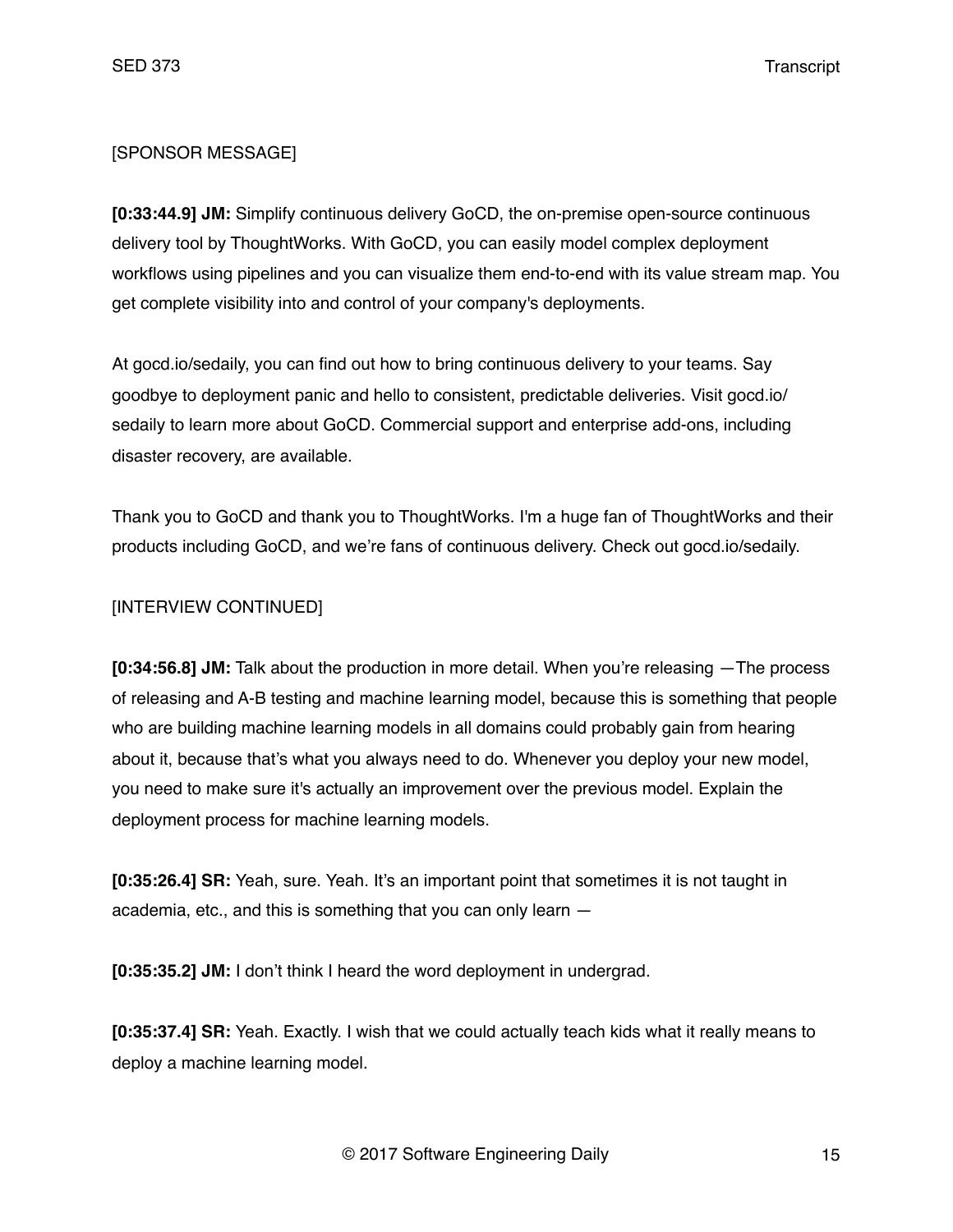[SPONSOR MESSAGE]

**[0:33:44.9] JM:** Simplify continuous delivery GoCD, the on-premise open-source continuous delivery tool by ThoughtWorks. With GoCD, you can easily model complex deployment workflows using pipelines and you can visualize them end-to-end with its value stream map. You get complete visibility into and control of your company's deployments.

At gocd.io/sedaily, you can find out how to bring continuous delivery to your teams. Say goodbye to deployment panic and hello to consistent, predictable deliveries. Visit gocd.io/sedaily to learn more about GoCD. Commercial support and enterprise add-ons, including disaster recovery, are available.

Thank you to GoCD and thank you to ThoughtWorks. I'm a huge fan of ThoughtWorks and their products including GoCD, and we're fans of continuous delivery. Check out gocd.io/sedaily.

[INTERVIEW CONTINUED]

**[0:34:56.8] JM:** Talk about the production in more detail. When you're releasing —The process of releasing and A-B testing and machine learning model, because this is something that people who are building machine learning models in all domains could probably gain from hearing about it, because that's what you always need to do. Whenever you deploy your new model, you need to make sure it's actually an improvement over the previous model. Explain the deployment process for machine learning models.

**[0:35:26.4] SR:** Yeah, sure. Yeah. It's an important point that sometimes it is not taught in academia, etc., and this is something that you can only learn —

**[0:35:35.2] JM:** I don't think I heard the word deployment in undergrad.

**[0:35:37.4] SR:** Yeah. Exactly. I wish that we could actually teach kids what it really means to deploy a machine learning model.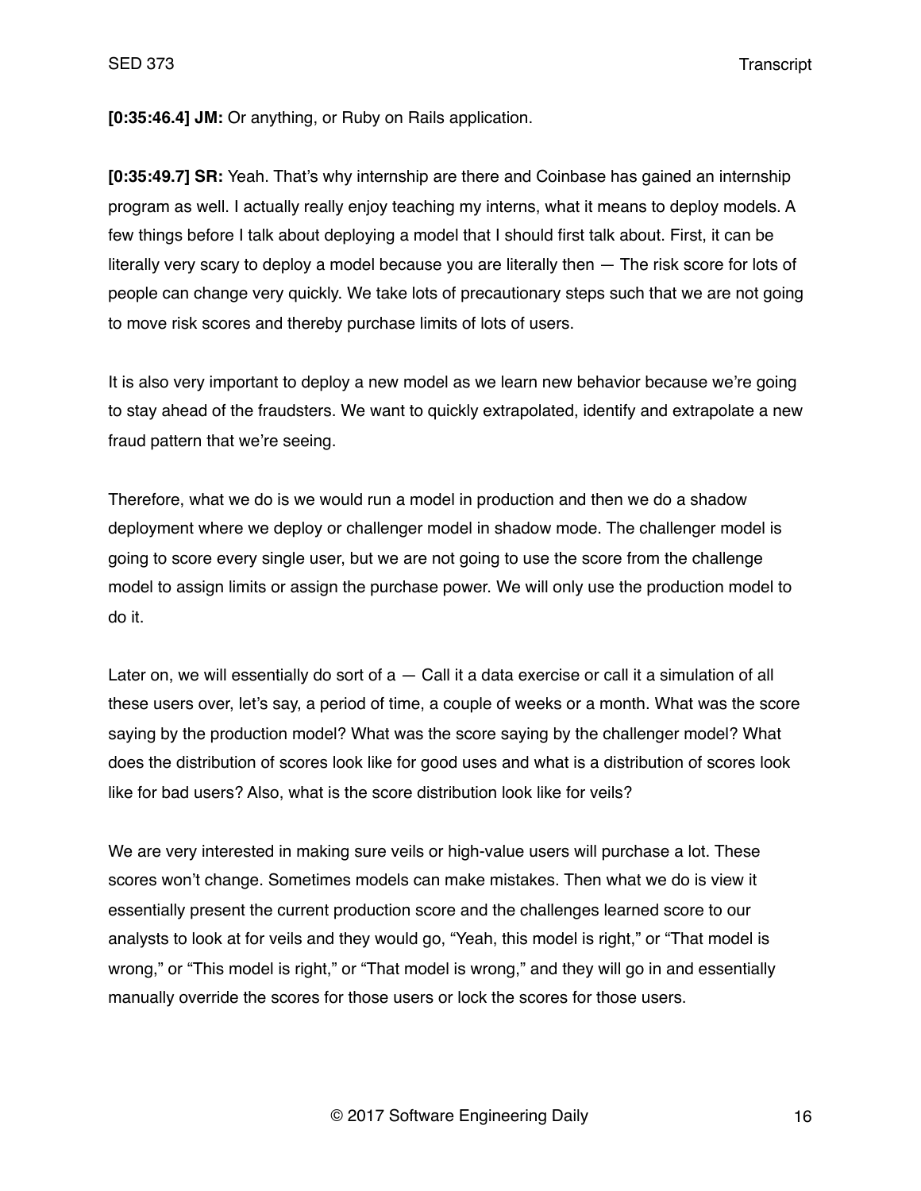**[0:35:46.4] JM:** Or anything, or Ruby on Rails application.

**[0:35:49.7] SR:** Yeah. That's why internship are there and Coinbase has gained an internship program as well. I actually really enjoy teaching my interns, what it means to deploy models. A few things before I talk about deploying a model that I should first talk about. First, it can be literally very scary to deploy a model because you are literally then — The risk score for lots of people can change very quickly. We take lots of precautionary steps such that we are not going to move risk scores and thereby purchase limits of lots of users.

It is also very important to deploy a new model as we learn new behavior because we're going to stay ahead of the fraudsters. We want to quickly extrapolated, identify and extrapolate a new fraud pattern that we're seeing.

Therefore, what we do is we would run a model in production and then we do a shadow deployment where we deploy or challenger model in shadow mode. The challenger model is going to score every single user, but we are not going to use the score from the challenge model to assign limits or assign the purchase power. We will only use the production model to do it.

Later on, we will essentially do sort of a — Call it a data exercise or call it a simulation of all these users over, let's say, a period of time, a couple of weeks or a month. What was the score saying by the production model? What was the score saying by the challenger model? What does the distribution of scores look like for good uses and what is a distribution of scores look like for bad users? Also, what is the score distribution look like for veils?

We are very interested in making sure veils or high-value users will purchase a lot. These scores won't change. Sometimes models can make mistakes. Then what we do is view it essentially present the current production score and the challenges learned score to our analysts to look at for veils and they would go, "Yeah, this model is right," or "That model is wrong," or "This model is right," or "That model is wrong," and they will go in and essentially manually override the scores for those users or lock the scores for those users.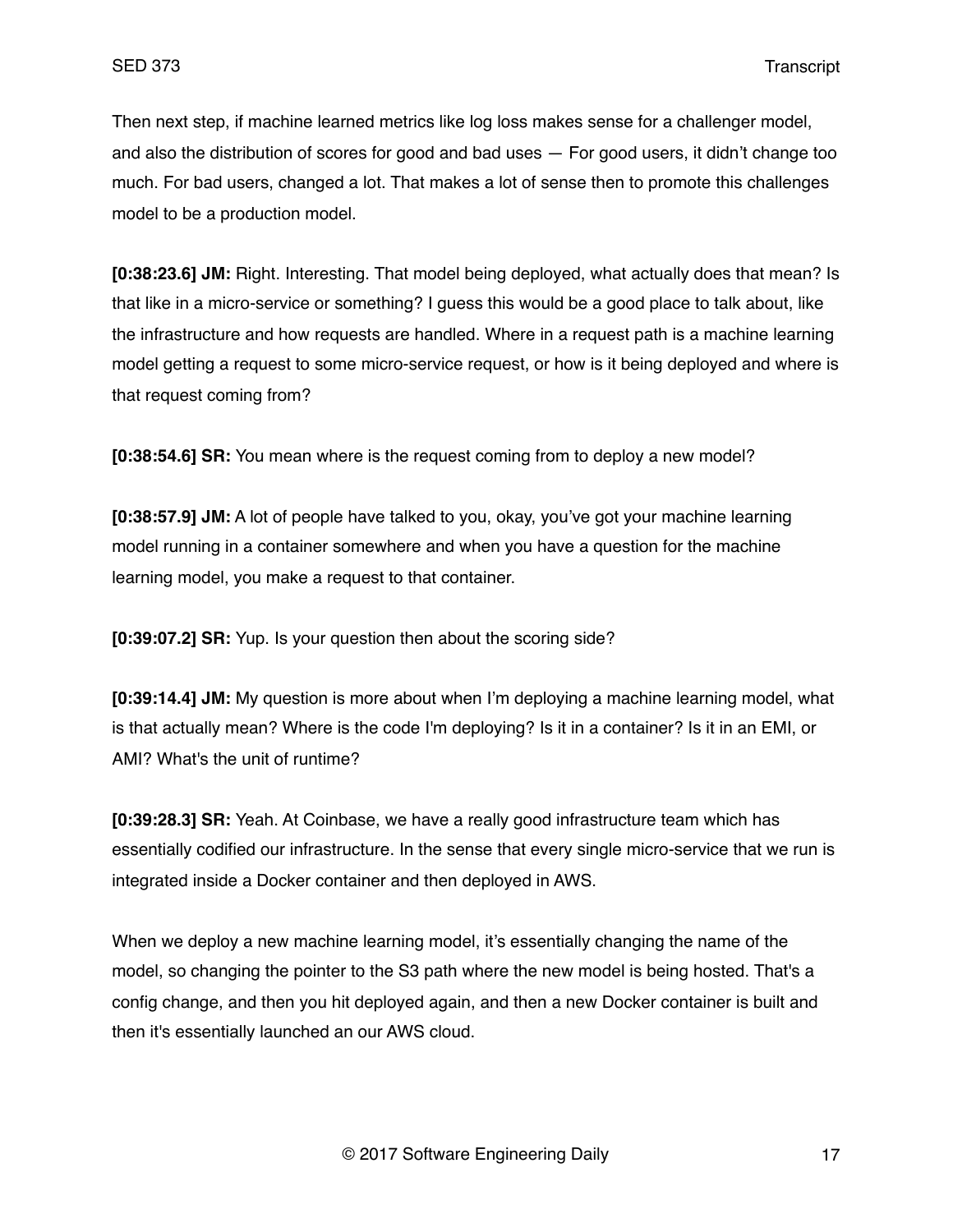Then next step, if machine learned metrics like log loss makes sense for a challenger model, and also the distribution of scores for good and bad uses — For good users, it didn't change too much. For bad users, changed a lot. That makes a lot of sense then to promote this challenges model to be a production model.

**[0:38:23.6] JM:** Right. Interesting. That model being deployed, what actually does that mean? Is that like in a micro-service or something? I guess this would be a good place to talk about, like the infrastructure and how requests are handled. Where in a request path is a machine learning model getting a request to some micro-service request, or how is it being deployed and where is that request coming from?

**[0:38:54.6] SR:** You mean where is the request coming from to deploy a new model?

**[0:38:57.9] JM:** A lot of people have talked to you, okay, you've got your machine learning model running in a container somewhere and when you have a question for the machine learning model, you make a request to that container.

**[0:39:07.2] SR:** Yup. Is your question then about the scoring side?

**[0:39:14.4] JM:** My question is more about when I'm deploying a machine learning model, what is that actually mean? Where is the code I'm deploying? Is it in a container? Is it in an EMI, or AMI? What's the unit of runtime?

**[0:39:28.3] SR:** Yeah. At Coinbase, we have a really good infrastructure team which has essentially codified our infrastructure. In the sense that every single micro-service that we run is integrated inside a Docker container and then deployed in AWS.

When we deploy a new machine learning model, it's essentially changing the name of the model, so changing the pointer to the S3 path where the new model is being hosted. That's a config change, and then you hit deployed again, and then a new Docker container is built and then it's essentially launched an our AWS cloud.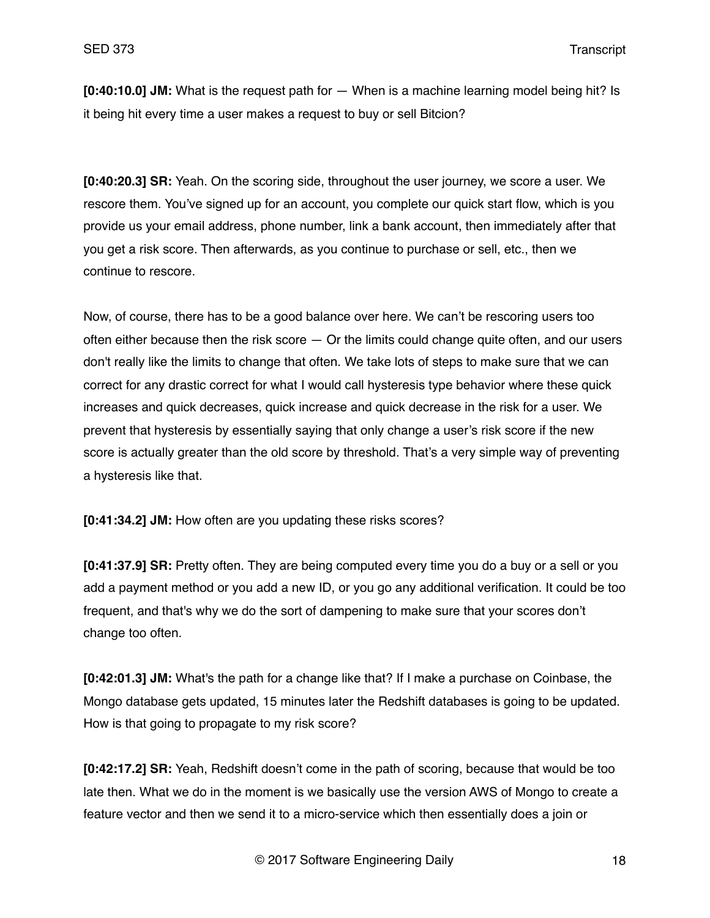**[0:40:10.0] JM:** What is the request path for — When is a machine learning model being hit? Is it being hit every time a user makes a request to buy or sell Bitcion?

**[0:40:20.3] SR:** Yeah. On the scoring side, throughout the user journey, we score a user. We rescore them. You've signed up for an account, you complete our quick start flow, which is you provide us your email address, phone number, link a bank account, then immediately after that you get a risk score. Then afterwards, as you continue to purchase or sell, etc., then we continue to rescore.

Now, of course, there has to be a good balance over here. We can't be rescoring users too often either because then the risk score — Or the limits could change quite often, and our users don't really like the limits to change that often. We take lots of steps to make sure that we can correct for any drastic correct for what I would call hysteresis type behavior where these quick increases and quick decreases, quick increase and quick decrease in the risk for a user. We prevent that hysteresis by essentially saying that only change a user's risk score if the new score is actually greater than the old score by threshold. That's a very simple way of preventing a hysteresis like that.

**[0:41:34.2] JM:** How often are you updating these risks scores?

**[0:41:37.9] SR:** Pretty often. They are being computed every time you do a buy or a sell or you add a payment method or you add a new ID, or you go any additional verification. It could be too frequent, and that's why we do the sort of dampening to make sure that your scores don't change too often.

**[0:42:01.3] JM:** What's the path for a change like that? If I make a purchase on Coinbase, the Mongo database gets updated, 15 minutes later the Redshift databases is going to be updated. How is that going to propagate to my risk score?

**[0:42:17.2] SR:** Yeah, Redshift doesn't come in the path of scoring, because that would be too late then. What we do in the moment is we basically use the version AWS of Mongo to create a feature vector and then we send it to a micro-service which then essentially does a join or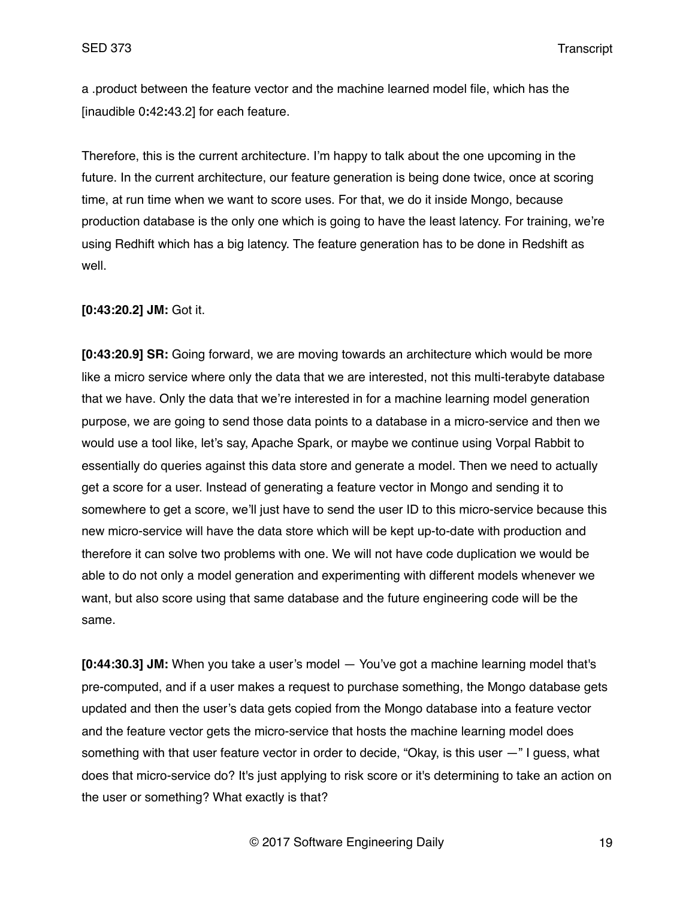a .product between the feature vector and the machine learned model file, which has the [inaudible 0:42:43.2] for each feature.

Therefore, this is the current architecture. I'm happy to talk about the one upcoming in the future. In the current architecture, our feature generation is being done twice, once at scoring time, at run time when we want to score uses. For that, we do it inside Mongo, because production database is the only one which is going to have the least latency. For training, we're using Redhift which has a big latency. The feature generation has to be done in Redshift as well.

**[0:43:20.2] JM:** Got it.

**[0:43:20.9] SR:** Going forward, we are moving towards an architecture which would be more like a micro service where only the data that we are interested, not this multi-terabyte database that we have. Only the data that we're interested in for a machine learning model generation purpose, we are going to send those data points to a database in a micro-service and then we would use a tool like, let's say, Apache Spark, or maybe we continue using Vorpal Rabbit to essentially do queries against this data store and generate a model. Then we need to actually get a score for a user. Instead of generating a feature vector in Mongo and sending it to somewhere to get a score, we'll just have to send the user ID to this micro-service because this new micro-service will have the data store which will be kept up-to-date with production and therefore it can solve two problems with one. We will not have code duplication we would be able to do not only a model generation and experimenting with different models whenever we want, but also score using that same database and the future engineering code will be the same.

**[0:44:30.3] JM:** When you take a user's model — You've got a machine learning model that's pre-computed, and if a user makes a request to purchase something, the Mongo database gets updated and then the user's data gets copied from the Mongo database into a feature vector and the feature vector gets the micro-service that hosts the machine learning model does something with that user feature vector in order to decide, "Okay, is this user —" I guess, what does that micro-service do? It's just applying to risk score or it's determining to take an action on the user or something? What exactly is that?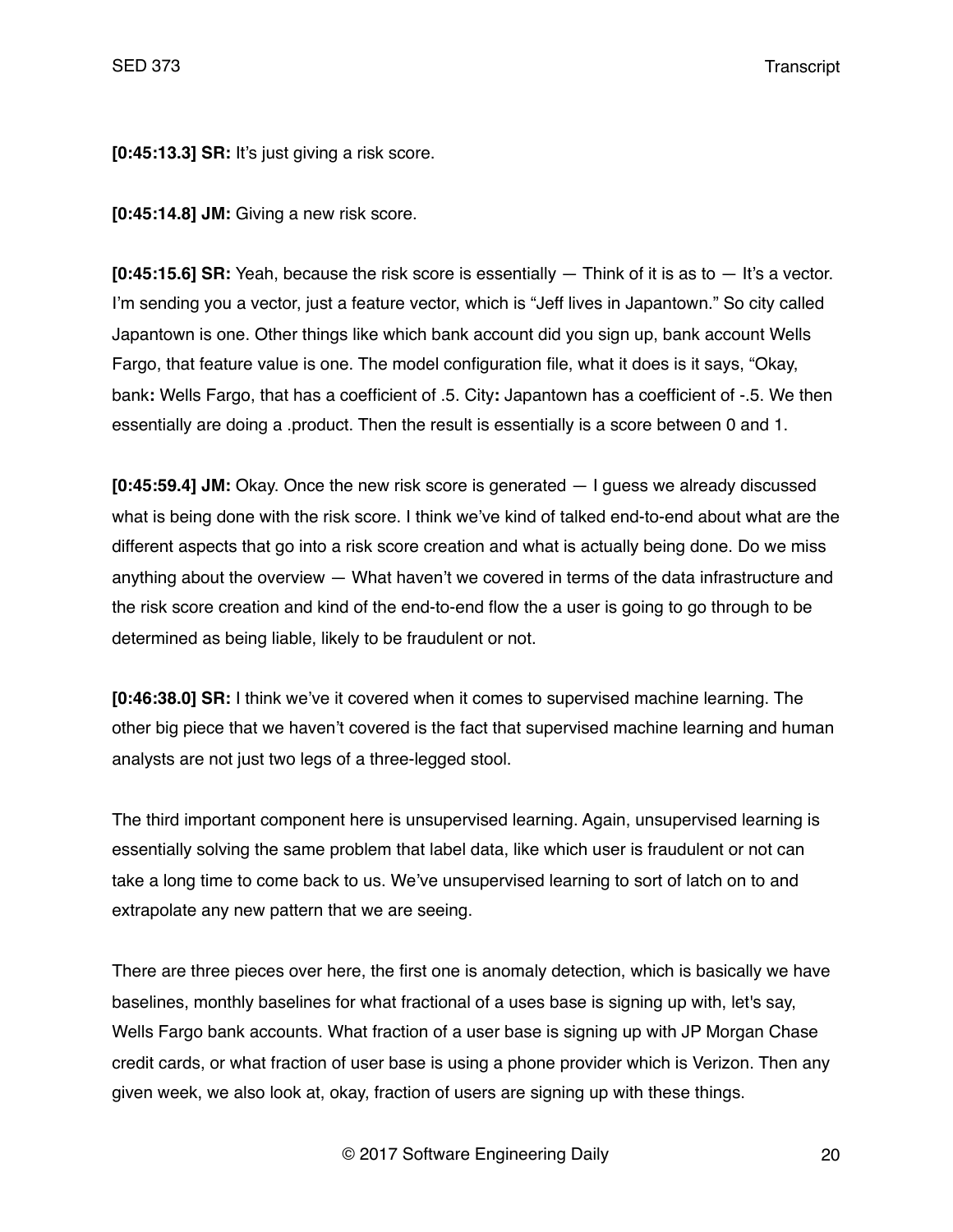**[0:45:13.3] SR:** It's just giving a risk score.

**[0:45:14.8] JM:** Giving a new risk score.

**[0:45:15.6] SR:** Yeah, because the risk score is essentially — Think of it is as to — It's a vector. I'm sending you a vector, just a feature vector, which is "Jeff lives in Japantown." So city called Japantown is one. Other things like which bank account did you sign up, bank account Wells Fargo, that feature value is one. The model configuration file, what it does is it says, "Okay, bank**:** Wells Fargo, that has a coefficient of .5. City**:** Japantown has a coefficient of -.5. We then essentially are doing a .product. Then the result is essentially is a score between 0 and 1.

**[0:45:59.4] JM:** Okay. Once the new risk score is generated — I guess we already discussed what is being done with the risk score. I think we've kind of talked end-to-end about what are the different aspects that go into a risk score creation and what is actually being done. Do we miss anything about the overview — What haven't we covered in terms of the data infrastructure and the risk score creation and kind of the end-to-end flow the a user is going to go through to be determined as being liable, likely to be fraudulent or not.

**[0:46:38.0] SR:** I think we've it covered when it comes to supervised machine learning. The other big piece that we haven't covered is the fact that supervised machine learning and human analysts are not just two legs of a three-legged stool.

The third important component here is unsupervised learning. Again, unsupervised learning is essentially solving the same problem that label data, like which user is fraudulent or not can take a long time to come back to us. We've unsupervised learning to sort of latch on to and extrapolate any new pattern that we are seeing.

There are three pieces over here, the first one is anomaly detection, which is basically we have baselines, monthly baselines for what fractional of a uses base is signing up with, let's say, Wells Fargo bank accounts. What fraction of a user base is signing up with JP Morgan Chase credit cards, or what fraction of user base is using a phone provider which is Verizon. Then any given week, we also look at, okay, fraction of users are signing up with these things.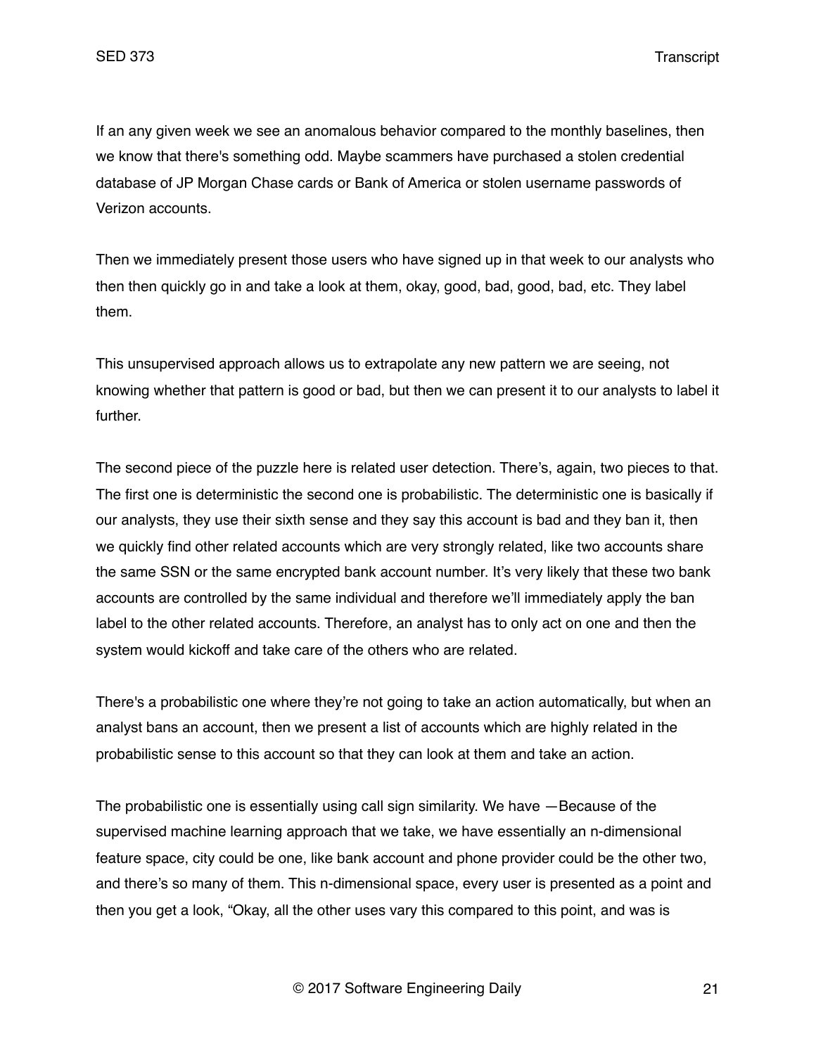If an any given week we see an anomalous behavior compared to the monthly baselines, then we know that there's something odd. Maybe scammers have purchased a stolen credential database of JP Morgan Chase cards or Bank of America or stolen username passwords of Verizon accounts.

Then we immediately present those users who have signed up in that week to our analysts who then then quickly go in and take a look at them, okay, good, bad, good, bad, etc. They label them.

This unsupervised approach allows us to extrapolate any new pattern we are seeing, not knowing whether that pattern is good or bad, but then we can present it to our analysts to label it further.

The second piece of the puzzle here is related user detection. There's, again, two pieces to that. The first one is deterministic the second one is probabilistic. The deterministic one is basically if our analysts, they use their sixth sense and they say this account is bad and they ban it, then we quickly find other related accounts which are very strongly related, like two accounts share the same SSN or the same encrypted bank account number. It's very likely that these two bank accounts are controlled by the same individual and therefore we'll immediately apply the ban label to the other related accounts. Therefore, an analyst has to only act on one and then the system would kickoff and take care of the others who are related.

There's a probabilistic one where they're not going to take an action automatically, but when an analyst bans an account, then we present a list of accounts which are highly related in the probabilistic sense to this account so that they can look at them and take an action.

The probabilistic one is essentially using call sign similarity. We have —Because of the supervised machine learning approach that we take, we have essentially an n-dimensional feature space, city could be one, like bank account and phone provider could be the other two, and there's so many of them. This n-dimensional space, every user is presented as a point and then you get a look, "Okay, all the other uses vary this compared to this point, and was is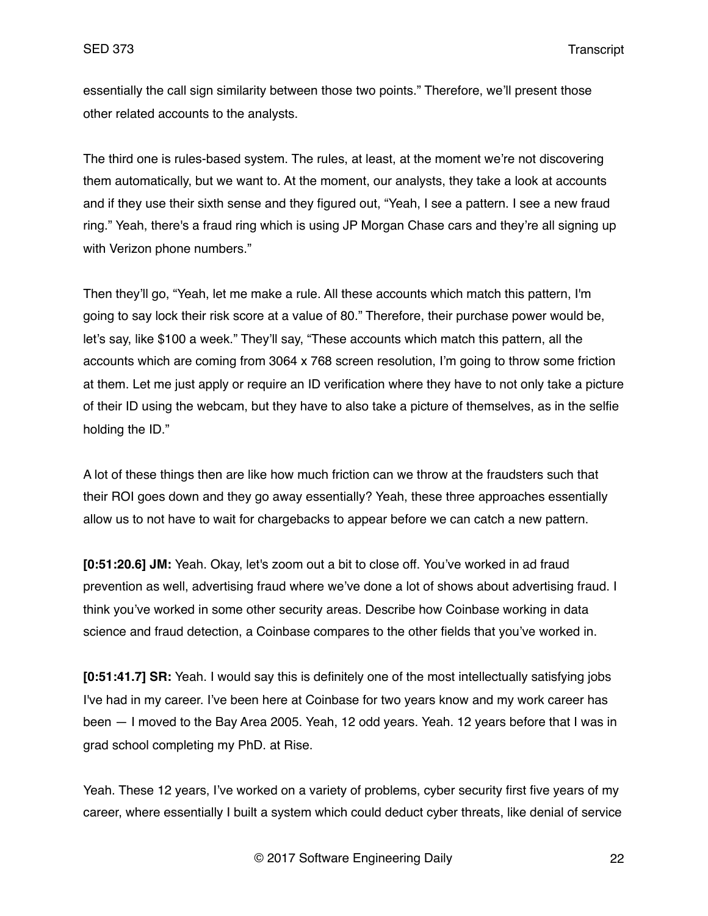essentially the call sign similarity between those two points." Therefore, we'll present those other related accounts to the analysts.

The third one is rules-based system. The rules, at least, at the moment we're not discovering them automatically, but we want to. At the moment, our analysts, they take a look at accounts and if they use their sixth sense and they figured out, "Yeah, I see a pattern. I see a new fraud ring." Yeah, there's a fraud ring which is using JP Morgan Chase cars and they're all signing up with Verizon phone numbers."

Then they'll go, "Yeah, let me make a rule. All these accounts which match this pattern, I'm going to say lock their risk score at a value of 80." Therefore, their purchase power would be, let's say, like $100 a week." They'll say, "These accounts which match this pattern, all the accounts which are coming from 3064 x 768 screen resolution, I'm going to throw some friction at them. Let me just apply or require an ID verification where they have to not only take a picture of their ID using the webcam, but they have to also take a picture of themselves, as in the selfie holding the ID."

A lot of these things then are like how much friction can we throw at the fraudsters such that their ROI goes down and they go away essentially? Yeah, these three approaches essentially allow us to not have to wait for chargebacks to appear before we can catch a new pattern.

**[0:51:20.6] JM:** Yeah. Okay, let's zoom out a bit to close off. You've worked in ad fraud prevention as well, advertising fraud where we've done a lot of shows about advertising fraud. I think you've worked in some other security areas. Describe how Coinbase working in data science and fraud detection, a Coinbase compares to the other fields that you've worked in.

**[0:51:41.7] SR:** Yeah. I would say this is definitely one of the most intellectually satisfying jobs I've had in my career. I've been here at Coinbase for two years know and my work career has been — I moved to the Bay Area 2005. Yeah, 12 odd years. Yeah. 12 years before that I was in grad school completing my PhD. at Rise.

Yeah. These 12 years, I've worked on a variety of problems, cyber security first five years of my career, where essentially I built a system which could deduct cyber threats, like denial of service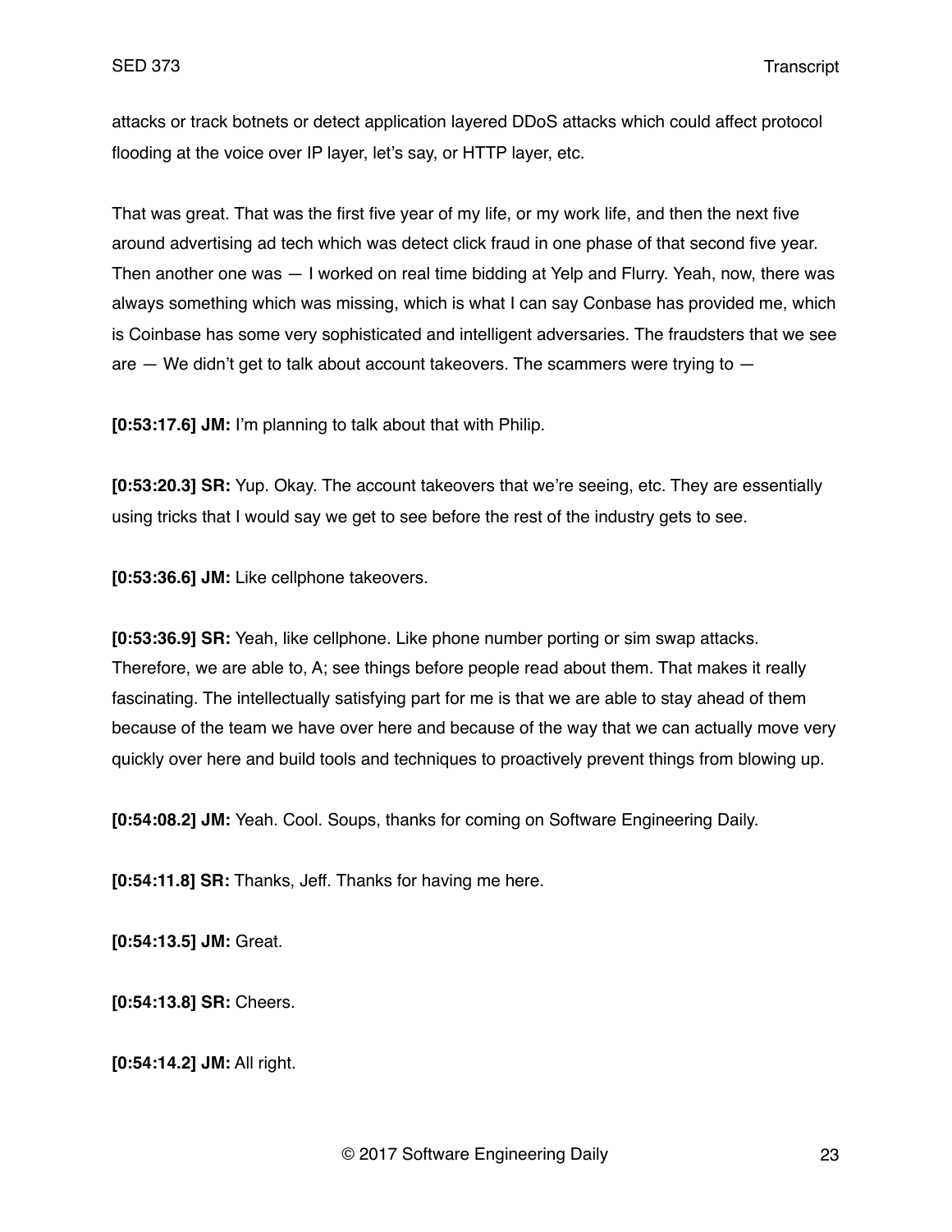attacks or track botnets or detect application layered DDoS attacks which could affect protocol flooding at the voice over IP layer, let's say, or HTTP layer, etc.

That was great. That was the first five year of my life, or my work life, and then the next five around advertising ad tech which was detect click fraud in one phase of that second five year. Then another one was — I worked on real time bidding at Yelp and Flurry. Yeah, now, there was always something which was missing, which is what I can say Conbase has provided me, which is Coinbase has some very sophisticated and intelligent adversaries. The fraudsters that we see are — We didn't get to talk about account takeovers. The scammers were trying to —

**[0:53:17.6] JM:** I'm planning to talk about that with Philip.

**[0:53:20.3] SR:** Yup. Okay. The account takeovers that we're seeing, etc. They are essentially using tricks that I would say we get to see before the rest of the industry gets to see.

**[0:53:36.6] JM:** Like cellphone takeovers.

**[0:53:36.9] SR:** Yeah, like cellphone. Like phone number porting or sim swap attacks. Therefore, we are able to, A; see things before people read about them. That makes it really fascinating. The intellectually satisfying part for me is that we are able to stay ahead of them because of the team we have over here and because of the way that we can actually move very quickly over here and build tools and techniques to proactively prevent things from blowing up.

**[0:54:08.2] JM:** Yeah. Cool. Soups, thanks for coming on Software Engineering Daily.

**[0:54:11.8] SR:** Thanks, Jeff. Thanks for having me here.

**[0:54:13.5] JM:** Great.

**[0:54:13.8] SR:** Cheers.

**[0:54:14.2] JM:** All right.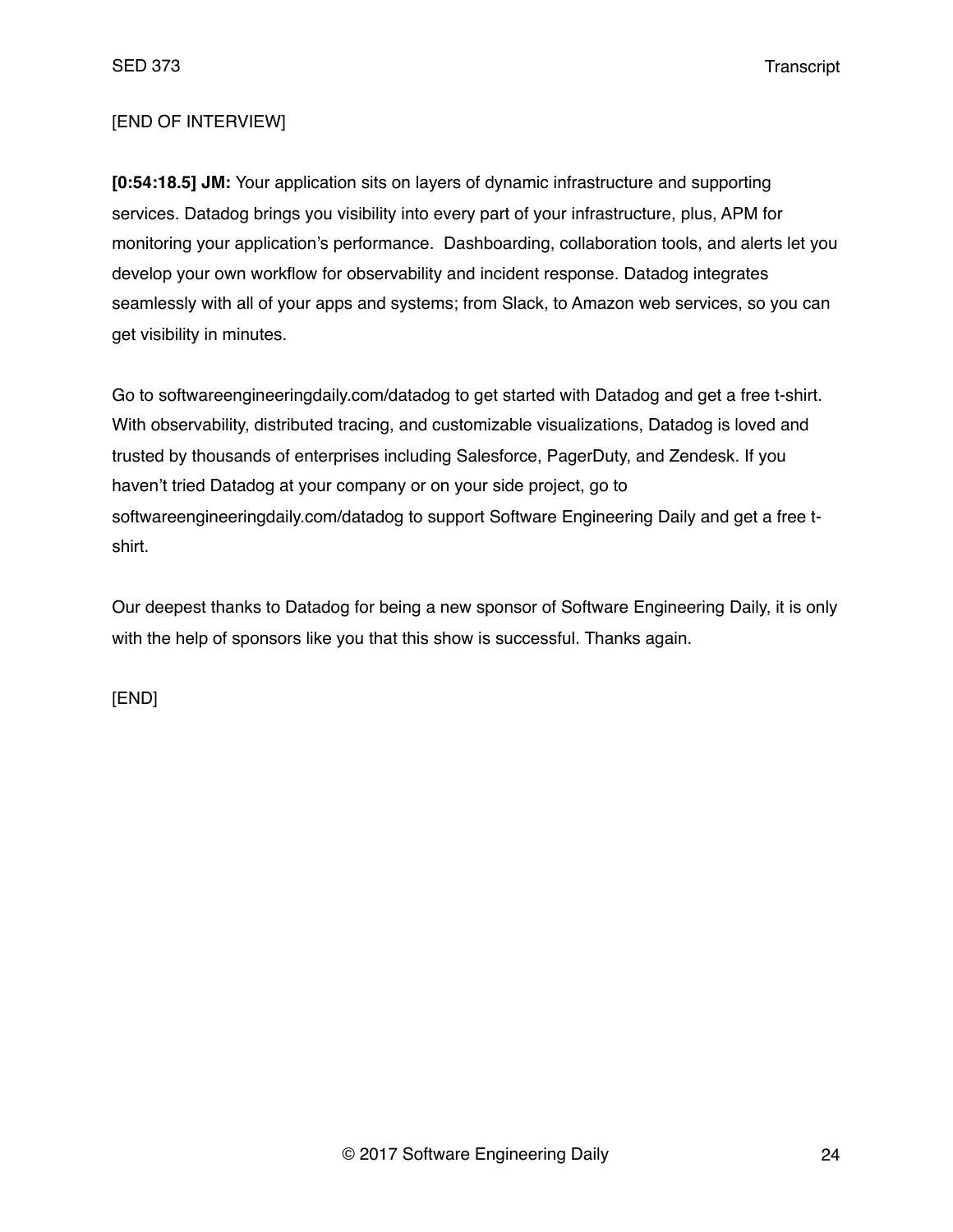[END OF INTERVIEW]

**[0:54:18.5] JM:** Your application sits on layers of dynamic infrastructure and supporting services. Datadog brings you visibility into every part of your infrastructure, plus, APM for monitoring your application's performance. Dashboarding, collaboration tools, and alerts let you develop your own workflow for observability and incident response. Datadog integrates seamlessly with all of your apps and systems; from Slack, to Amazon web services, so you can get visibility in minutes.

Go to softwareengineeringdaily.com/datadog to get started with Datadog and get a free t-shirt. With observability, distributed tracing, and customizable visualizations, Datadog is loved and trusted by thousands of enterprises including Salesforce, PagerDuty, and Zendesk. If you haven't tried Datadog at your company or on your side project, go to softwareengineeringdaily.com/datadog to support Software Engineering Daily and get a free t-shirt.

Our deepest thanks to Datadog for being a new sponsor of Software Engineering Daily, it is only with the help of sponsors like you that this show is successful. Thanks again.

[END]